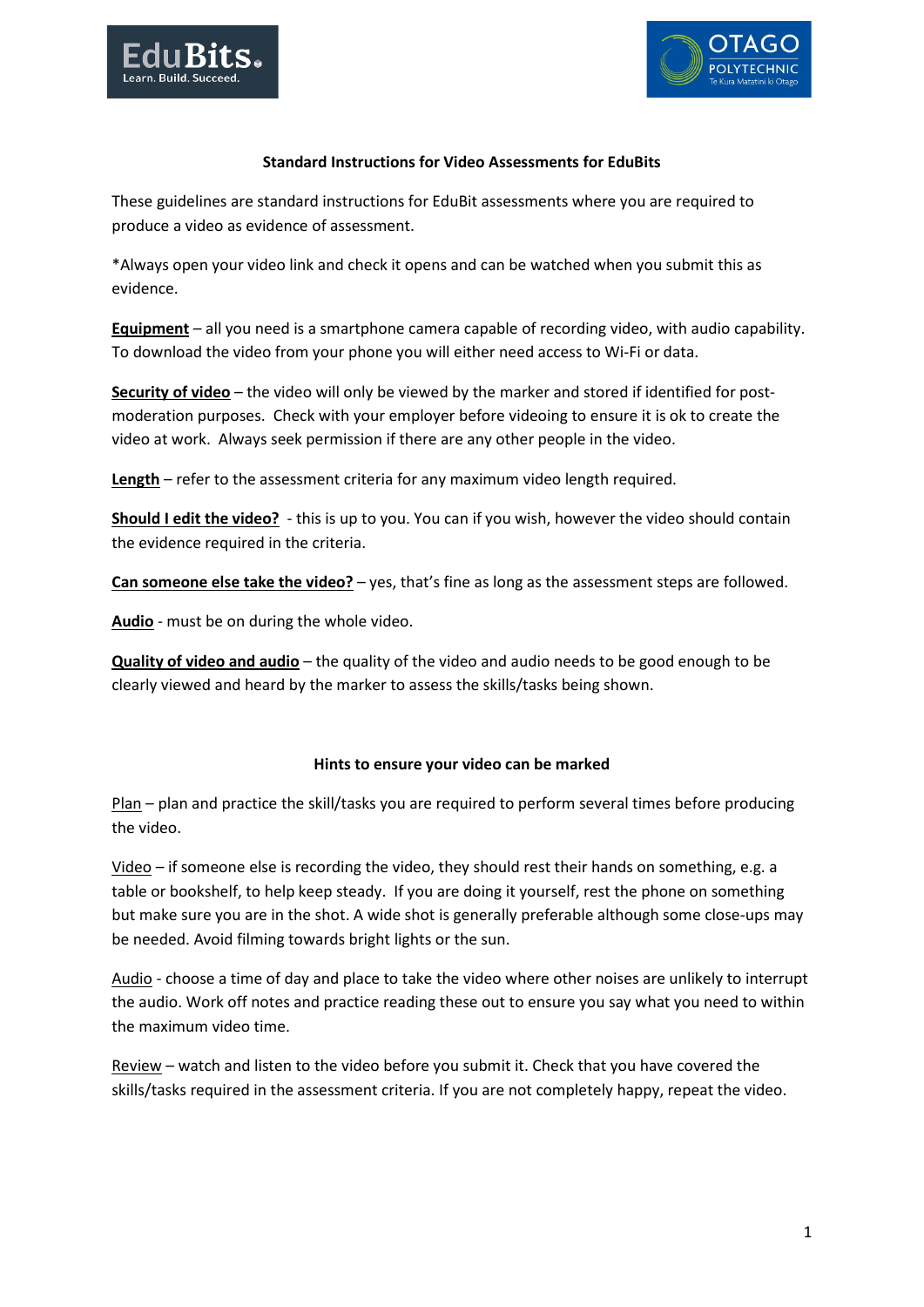## Standard Instructions for Video Assessments for EduBits

These guidelines are standard instructions for EduBit assessments where you are required to produce a video as evidence of assessment.

*Always open your video link and check it opens and can be watched when you submit this as evidence.

**Equipment** – all you need is a smartphone camera capable of recording video, with audio capability. To download the video from your phone you will either need access to Wi-Fi or data.

**Security of video** – the video will only be viewed by the marker and stored if identified for post-moderation purposes. Check with your employer before videoing to ensure it is ok to create the video at work. Always seek permission if there are any other people in the video.

**Length** – refer to the assessment criteria for any maximum video length required.

**Should I edit the video?** - this is up to you. You can if you wish, however the video should contain the evidence required in the criteria.

**Can someone else take the video?** – yes, that's fine as long as the assessment steps are followed.

**Audio** - must be on during the whole video.

**Quality of video and audio** – the quality of the video and audio needs to be good enough to be clearly viewed and heard by the marker to assess the skills/tasks being shown.

## Hints to ensure your video can be marked

Plan – plan and practice the skill/tasks you are required to perform several times before producing the video.

Video – if someone else is recording the video, they should rest their hands on something, e.g. a table or bookshelf, to help keep steady. If you are doing it yourself, rest the phone on something but make sure you are in the shot. A wide shot is generally preferable although some close-ups may be needed. Avoid filming towards bright lights or the sun.

Audio - choose a time of day and place to take the video where other noises are unlikely to interrupt the audio. Work off notes and practice reading these out to ensure you say what you need to within the maximum video time.

Review – watch and listen to the video before you submit it. Check that you have covered the skills/tasks required in the assessment criteria. If you are not completely happy, repeat the video.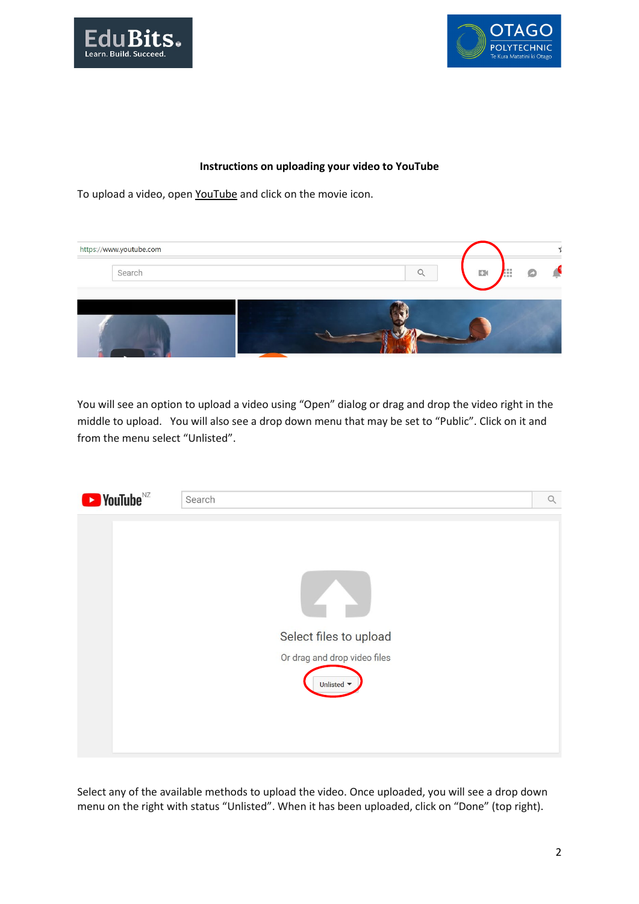**Instructions on uploading your video to YouTube**

To upload a video, open YouTube and click on the movie icon.

You will see an option to upload a video using "Open" dialog or drag and drop the video right in the middle to upload. You will also see a drop down menu that may be set to "Public". Click on it and from the menu select "Unlisted".

Select any of the available methods to upload the video. Once uploaded, you will see a drop down menu on the right with status "Unlisted". When it has been uploaded, click on "Done" (top right).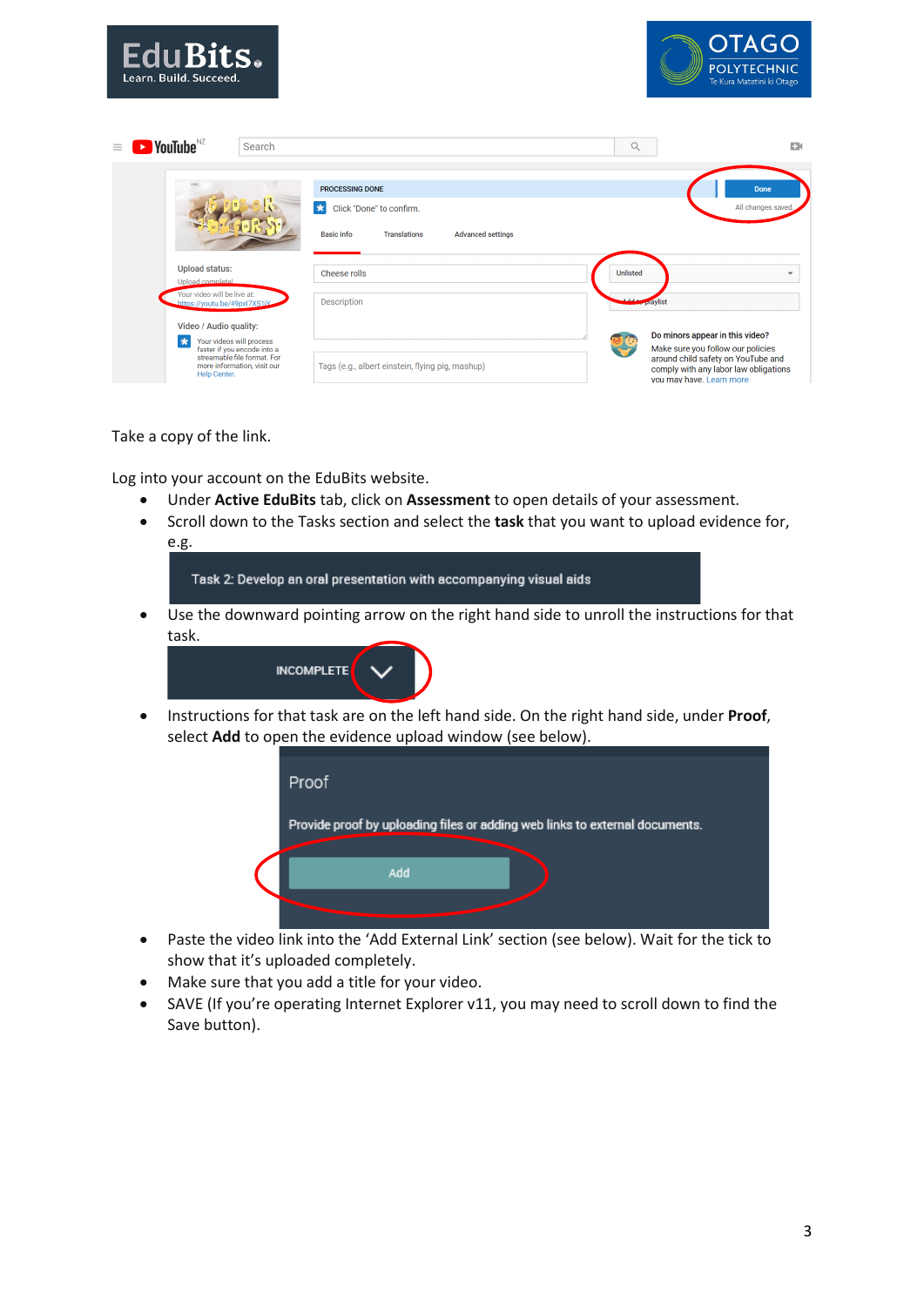Take a copy of the link.

Log into your account on the EduBits website.

- Under **Active EduBits** tab, click on **Assessment** to open details of your assessment.
- Scroll down to the Tasks section and select the **task** that you want to upload evidence for, e.g.
- Use the downward pointing arrow on the right hand side to unroll the instructions for that task.
- Instructions for that task are on the left hand side. On the right hand side, under **Proof**, select **Add** to open the evidence upload window (see below).
- Paste the video link into the 'Add External Link' section (see below). Wait for the tick to show that it's uploaded completely.
- Make sure that you add a title for your video.
- SAVE (If you're operating Internet Explorer v11, you may need to scroll down to find the Save button).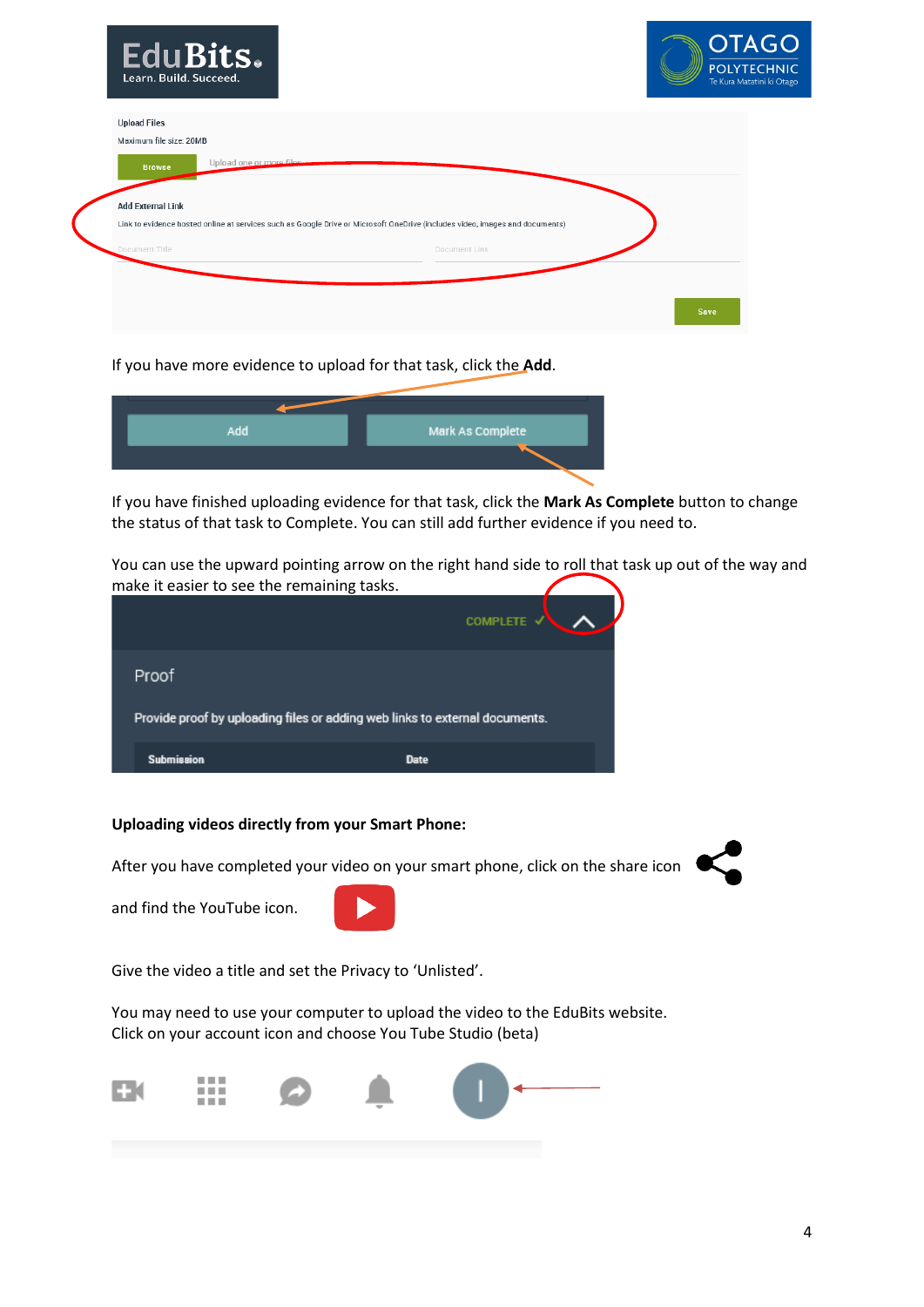Upload Files

Maximum file size: 20MB

Browse    Upload one or more files

Add External Link

Link to evidence hosted online at services such as Google Drive or Microsoft OneDrive (includes video, images and documents)

Document Title    Document Link

Save

If you have more evidence to upload for that task, click the **Add**.

Add    Mark As Complete

If you have finished uploading evidence for that task, click the **Mark As Complete** button to change the status of that task to Complete. You can still add further evidence if you need to.

You can use the upward pointing arrow on the right hand side to roll that task up out of the way and make it easier to see the remaining tasks.

COMPLETE ✓

Proof

Provide proof by uploading files or adding web links to external documents.

| Submission | Date |
| --- | --- |

**Uploading videos directly from your Smart Phone:**

After you have completed your video on your smart phone, click on the share icon

and find the YouTube icon.

Give the video a title and set the Privacy to 'Unlisted'.

You may need to use your computer to upload the video to the EduBits website.
Click on your account icon and choose You Tube Studio (beta)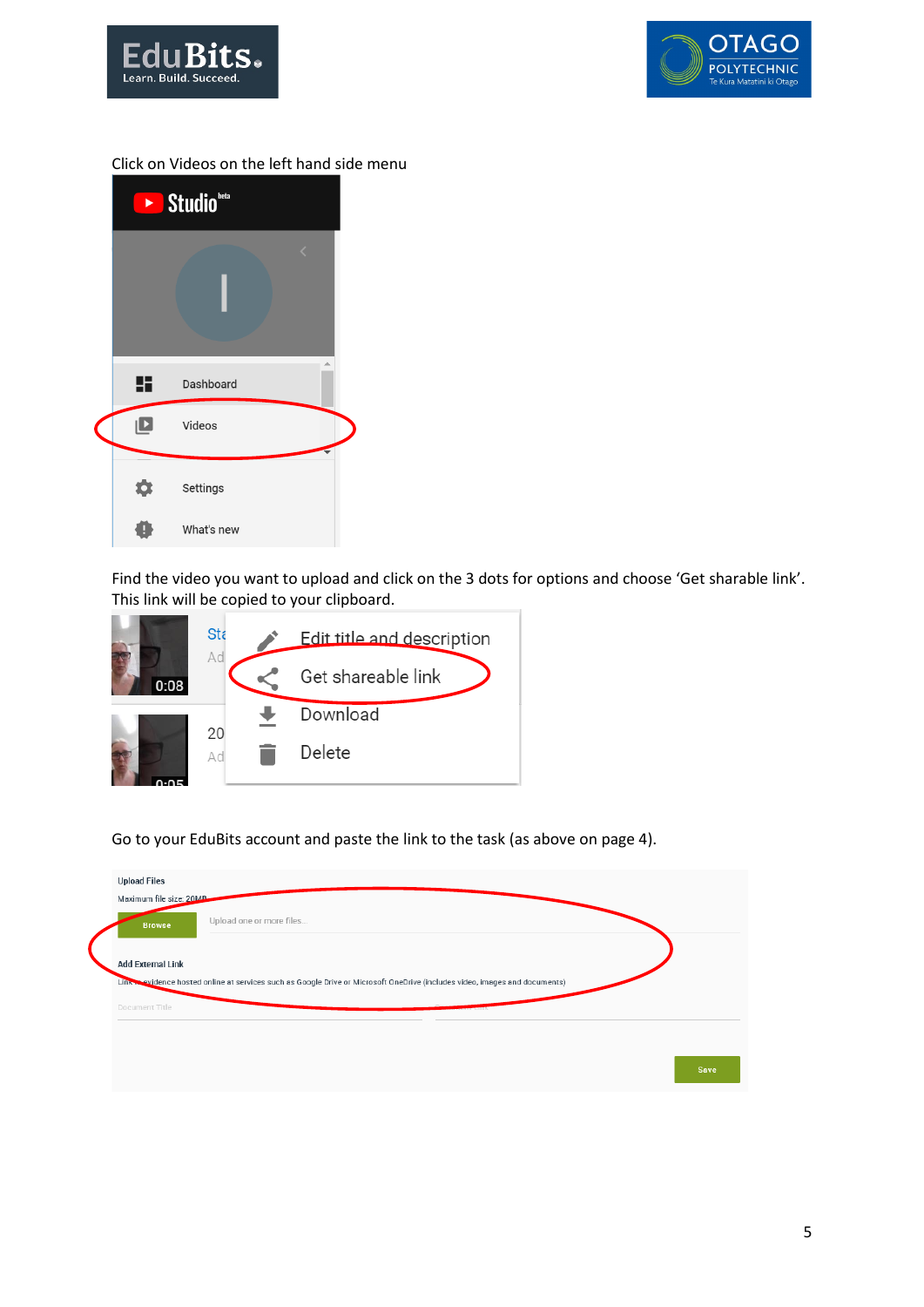Click on Videos on the left hand side menu

Find the video you want to upload and click on the 3 dots for options and choose 'Get sharable link'. This link will be copied to your clipboard.

Go to your EduBits account and paste the link to the task (as above on page 4).